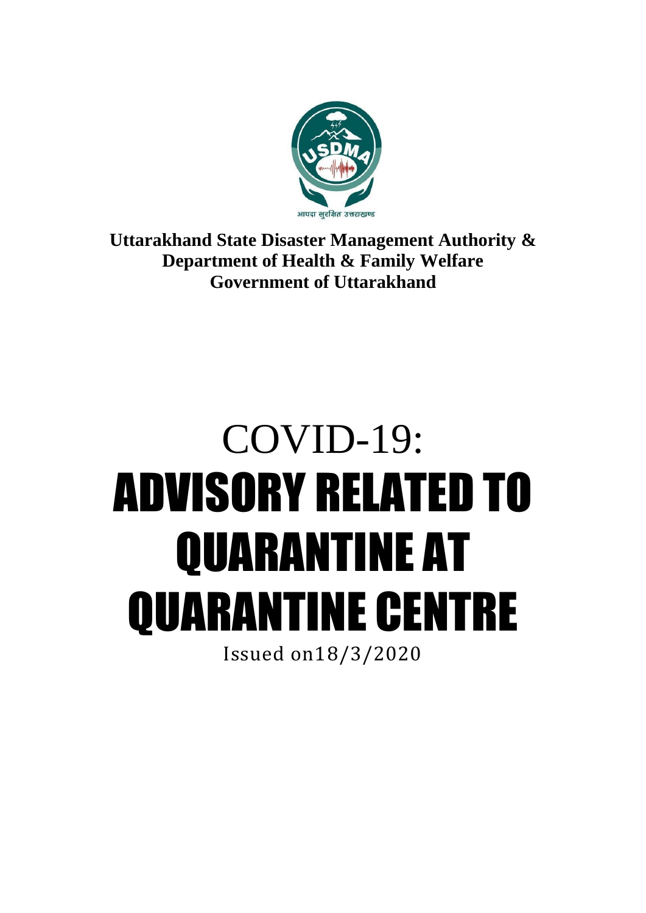आपदा सुरक्षित उत्तराखण्ड

**Uttarakhand State Disaster Management Authority &**
**Department of Health & Family Welfare**
**Government of Uttarakhand**

# COVID-19:
# ADVISORY RELATED TO QUARANTINE AT QUARANTINE CENTRE

Issued on18/3/2020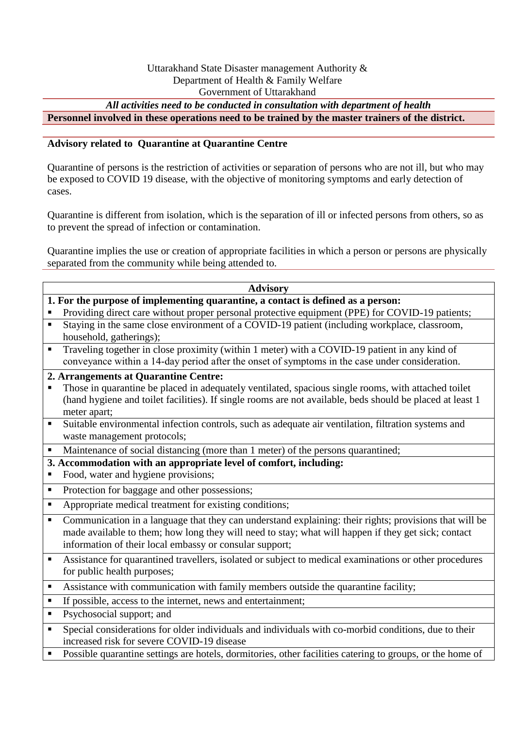Uttarakhand State Disaster management Authority &
Department of Health & Family Welfare
Government of Uttarakhand

***All activities need to be conducted in consultation with department of health***

**Personnel involved in these operations need to be trained by the master trainers of the district.**

**Advisory related to Quarantine at Quarantine Centre**

Quarantine of persons is the restriction of activities or separation of persons who are not ill, but who may be exposed to COVID 19 disease, with the objective of monitoring symptoms and early detection of cases.

Quarantine is different from isolation, which is the separation of ill or infected persons from others, so as to prevent the spread of infection or contamination.

Quarantine implies the use or creation of appropriate facilities in which a person or persons are physically separated from the community while being attended to.

| **Advisory** |
|---|
| **1. For the purpose of implementing quarantine, a contact is defined as a person:** ▪ Providing direct care without proper personal protective equipment (PPE) for COVID-19 patients; |
| ▪ Staying in the same close environment of a COVID-19 patient (including workplace, classroom, household, gatherings); |
| ▪ Traveling together in close proximity (within 1 meter) with a COVID-19 patient in any kind of conveyance within a 14-day period after the onset of symptoms in the case under consideration. |
| **2. Arrangements at Quarantine Centre:** ▪ Those in quarantine be placed in adequately ventilated, spacious single rooms, with attached toilet (hand hygiene and toilet facilities). If single rooms are not available, beds should be placed at least 1 meter apart; |
| ▪ Suitable environmental infection controls, such as adequate air ventilation, filtration systems and waste management protocols; |
| ▪ Maintenance of social distancing (more than 1 meter) of the persons quarantined; |
| **3. Accommodation with an appropriate level of comfort, including:** ▪ Food, water and hygiene provisions; |
| ▪ Protection for baggage and other possessions; |
| ▪ Appropriate medical treatment for existing conditions; |
| ▪ Communication in a language that they can understand explaining: their rights; provisions that will be made available to them; how long they will need to stay; what will happen if they get sick; contact information of their local embassy or consular support; |
| ▪ Assistance for quarantined travellers, isolated or subject to medical examinations or other procedures for public health purposes; |
| ▪ Assistance with communication with family members outside the quarantine facility; |
| ▪ If possible, access to the internet, news and entertainment; |
| ▪ Psychosocial support; and |
| ▪ Special considerations for older individuals and individuals with co-morbid conditions, due to their increased risk for severe COVID-19 disease |
| ▪ Possible quarantine settings are hotels, dormitories, other facilities catering to groups, or the home of |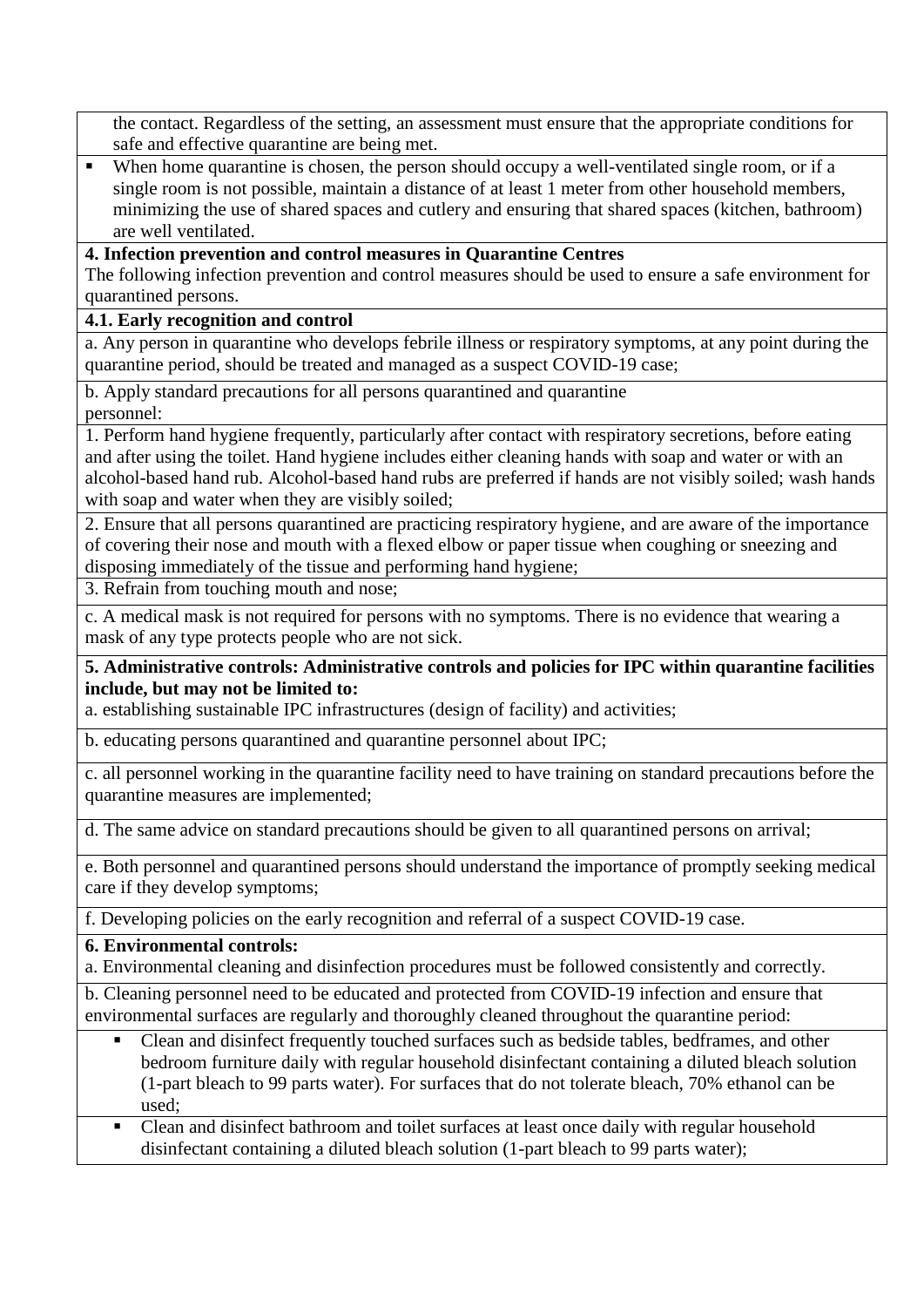the contact. Regardless of the setting, an assessment must ensure that the appropriate conditions for safe and effective quarantine are being met.

- When home quarantine is chosen, the person should occupy a well-ventilated single room, or if a single room is not possible, maintain a distance of at least 1 meter from other household members, minimizing the use of shared spaces and cutlery and ensuring that shared spaces (kitchen, bathroom) are well ventilated.

**4. Infection prevention and control measures in Quarantine Centres**

The following infection prevention and control measures should be used to ensure a safe environment for quarantined persons.

**4.1. Early recognition and control**

a. Any person in quarantine who develops febrile illness or respiratory symptoms, at any point during the quarantine period, should be treated and managed as a suspect COVID-19 case;

b. Apply standard precautions for all persons quarantined and quarantine personnel:

1. Perform hand hygiene frequently, particularly after contact with respiratory secretions, before eating and after using the toilet. Hand hygiene includes either cleaning hands with soap and water or with an alcohol-based hand rub. Alcohol-based hand rubs are preferred if hands are not visibly soiled; wash hands with soap and water when they are visibly soiled;

2. Ensure that all persons quarantined are practicing respiratory hygiene, and are aware of the importance of covering their nose and mouth with a flexed elbow or paper tissue when coughing or sneezing and disposing immediately of the tissue and performing hand hygiene;

3. Refrain from touching mouth and nose;

c. A medical mask is not required for persons with no symptoms. There is no evidence that wearing a mask of any type protects people who are not sick.

**5. Administrative controls: Administrative controls and policies for IPC within quarantine facilities include, but may not be limited to:**

a. establishing sustainable IPC infrastructures (design of facility) and activities;

b. educating persons quarantined and quarantine personnel about IPC;

c. all personnel working in the quarantine facility need to have training on standard precautions before the quarantine measures are implemented;

d. The same advice on standard precautions should be given to all quarantined persons on arrival;

e. Both personnel and quarantined persons should understand the importance of promptly seeking medical care if they develop symptoms;

f. Developing policies on the early recognition and referral of a suspect COVID-19 case.

**6. Environmental controls:**

a. Environmental cleaning and disinfection procedures must be followed consistently and correctly.

b. Cleaning personnel need to be educated and protected from COVID-19 infection and ensure that environmental surfaces are regularly and thoroughly cleaned throughout the quarantine period:

- Clean and disinfect frequently touched surfaces such as bedside tables, bedframes, and other bedroom furniture daily with regular household disinfectant containing a diluted bleach solution (1-part bleach to 99 parts water). For surfaces that do not tolerate bleach, 70% ethanol can be used;
- Clean and disinfect bathroom and toilet surfaces at least once daily with regular household disinfectant containing a diluted bleach solution (1-part bleach to 99 parts water);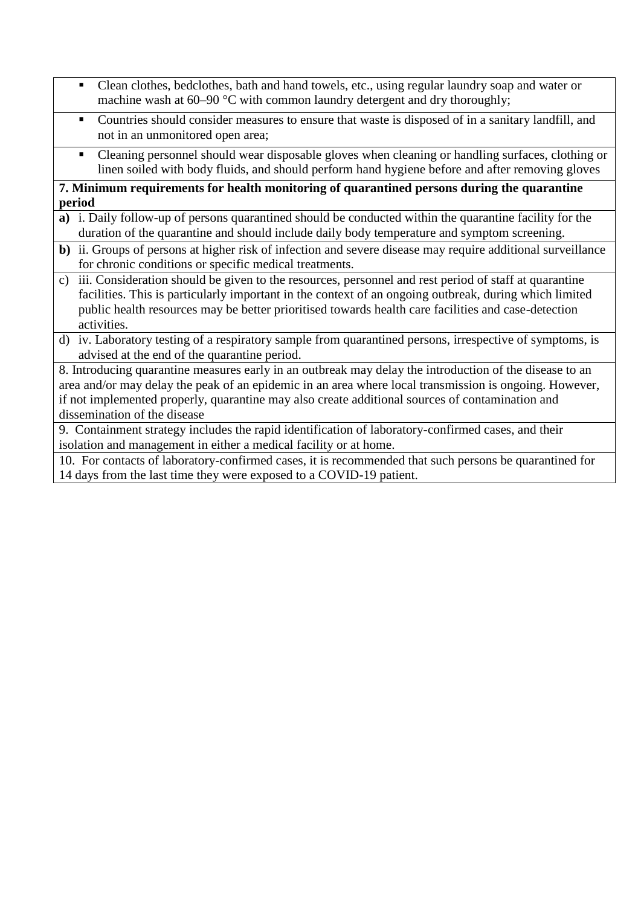- Clean clothes, bedclothes, bath and hand towels, etc., using regular laundry soap and water or machine wash at 60–90 °C with common laundry detergent and dry thoroughly;
- Countries should consider measures to ensure that waste is disposed of in a sanitary landfill, and not in an unmonitored open area;
- Cleaning personnel should wear disposable gloves when cleaning or handling surfaces, clothing or linen soiled with body fluids, and should perform hand hygiene before and after removing gloves

**7. Minimum requirements for health monitoring of quarantined persons during the quarantine period**

**a)** i. Daily follow-up of persons quarantined should be conducted within the quarantine facility for the duration of the quarantine and should include daily body temperature and symptom screening.

**b)** ii. Groups of persons at higher risk of infection and severe disease may require additional surveillance for chronic conditions or specific medical treatments.

c) iii. Consideration should be given to the resources, personnel and rest period of staff at quarantine facilities. This is particularly important in the context of an ongoing outbreak, during which limited public health resources may be better prioritised towards health care facilities and case-detection activities.

d) iv. Laboratory testing of a respiratory sample from quarantined persons, irrespective of symptoms, is advised at the end of the quarantine period.

8. Introducing quarantine measures early in an outbreak may delay the introduction of the disease to an area and/or may delay the peak of an epidemic in an area where local transmission is ongoing. However, if not implemented properly, quarantine may also create additional sources of contamination and dissemination of the disease

9. Containment strategy includes the rapid identification of laboratory-confirmed cases, and their isolation and management in either a medical facility or at home.

10. For contacts of laboratory-confirmed cases, it is recommended that such persons be quarantined for 14 days from the last time they were exposed to a COVID-19 patient.